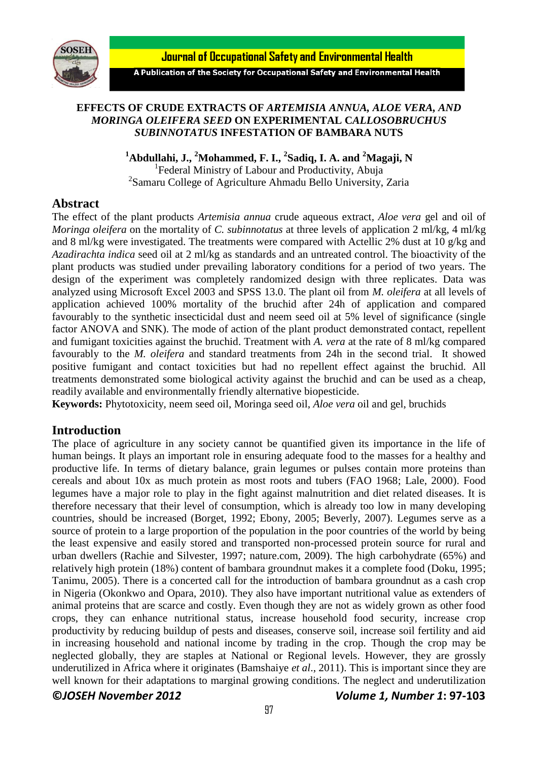# EFFECTS OF CRUDE EXTRACTS OF *ARTEMISIA ANNUA*, *ALOE VERA*, AND *MORINGA OLEIFERA SEED* ON EXPERIMENTAL C*ALLOSOBRUCHUS SUBINNOTATUS* INFESTATION OF BAMBARA NUTS

**[1]Abdullahi, J., [2]Mohammed, F. I., [2]Sadiq, I. A. and [2]Magaji, N**

[1]Federal Ministry of Labour and Productivity, Abuja

[2]Samaru College of Agriculture Ahmadu Bello University, Zaria

## Abstract

The effect of the plant products *Artemisia annua* crude aqueous extract, *Aloe vera* gel and oil of *Moringa oleifera* on the mortality of *C. subinnotatus* at three levels of application 2 ml/kg, 4 ml/kg and 8 ml/kg were investigated. The treatments were compared with Actellic 2% dust at 10 g/kg and *Azadirachta indica* seed oil at 2 ml/kg as standards and an untreated control. The bioactivity of the plant products was studied under prevailing laboratory conditions for a period of two years. The design of the experiment was completely randomized design with three replicates. Data was analyzed using Microsoft Excel 2003 and SPSS 13.0. The plant oil from *M. oleifera* at all levels of application achieved 100% mortality of the bruchid after 24h of application and compared favourably to the synthetic insecticidal dust and neem seed oil at 5% level of significance (single factor ANOVA and SNK). The mode of action of the plant product demonstrated contact, repellent and fumigant toxicities against the bruchid. Treatment with *A. vera* at the rate of 8 ml/kg compared favourably to the *M. oleifera* and standard treatments from 24h in the second trial. It showed positive fumigant and contact toxicities but had no repellent effect against the bruchid. All treatments demonstrated some biological activity against the bruchid and can be used as a cheap, readily available and environmentally friendly alternative biopesticide.

**Keywords:** Phytotoxicity, neem seed oil, Moringa seed oil, *Aloe vera* oil and gel, bruchids

## Introduction

The place of agriculture in any society cannot be quantified given its importance in the life of human beings. It plays an important role in ensuring adequate food to the masses for a healthy and productive life. In terms of dietary balance, grain legumes or pulses contain more proteins than cereals and about 10x as much protein as most roots and tubers (FAO 1968; Lale, 2000). Food legumes have a major role to play in the fight against malnutrition and diet related diseases. It is therefore necessary that their level of consumption, which is already too low in many developing countries, should be increased (Borget, 1992; Ebony, 2005; Beverly, 2007). Legumes serve as a source of protein to a large proportion of the population in the poor countries of the world by being the least expensive and easily stored and transported non-processed protein source for rural and urban dwellers (Rachie and Silvester, 1997; nature.com, 2009). The high carbohydrate (65%) and relatively high protein (18%) content of bambara groundnut makes it a complete food (Doku, 1995; Tanimu, 2005). There is a concerted call for the introduction of bambara groundnut as a cash crop in Nigeria (Okonkwo and Opara, 2010). They also have important nutritional value as extenders of animal proteins that are scarce and costly. Even though they are not as widely grown as other food crops, they can enhance nutritional status, increase household food security, increase crop productivity by reducing buildup of pests and diseases, conserve soil, increase soil fertility and aid in increasing household and national income by trading in the crop. Though the crop may be neglected globally, they are staples at National or Regional levels. However, they are grossly underutilized in Africa where it originates (Bamshaiye *et al*., 2011). This is important since they are well known for their adaptations to marginal growing conditions. The neglect and underutilization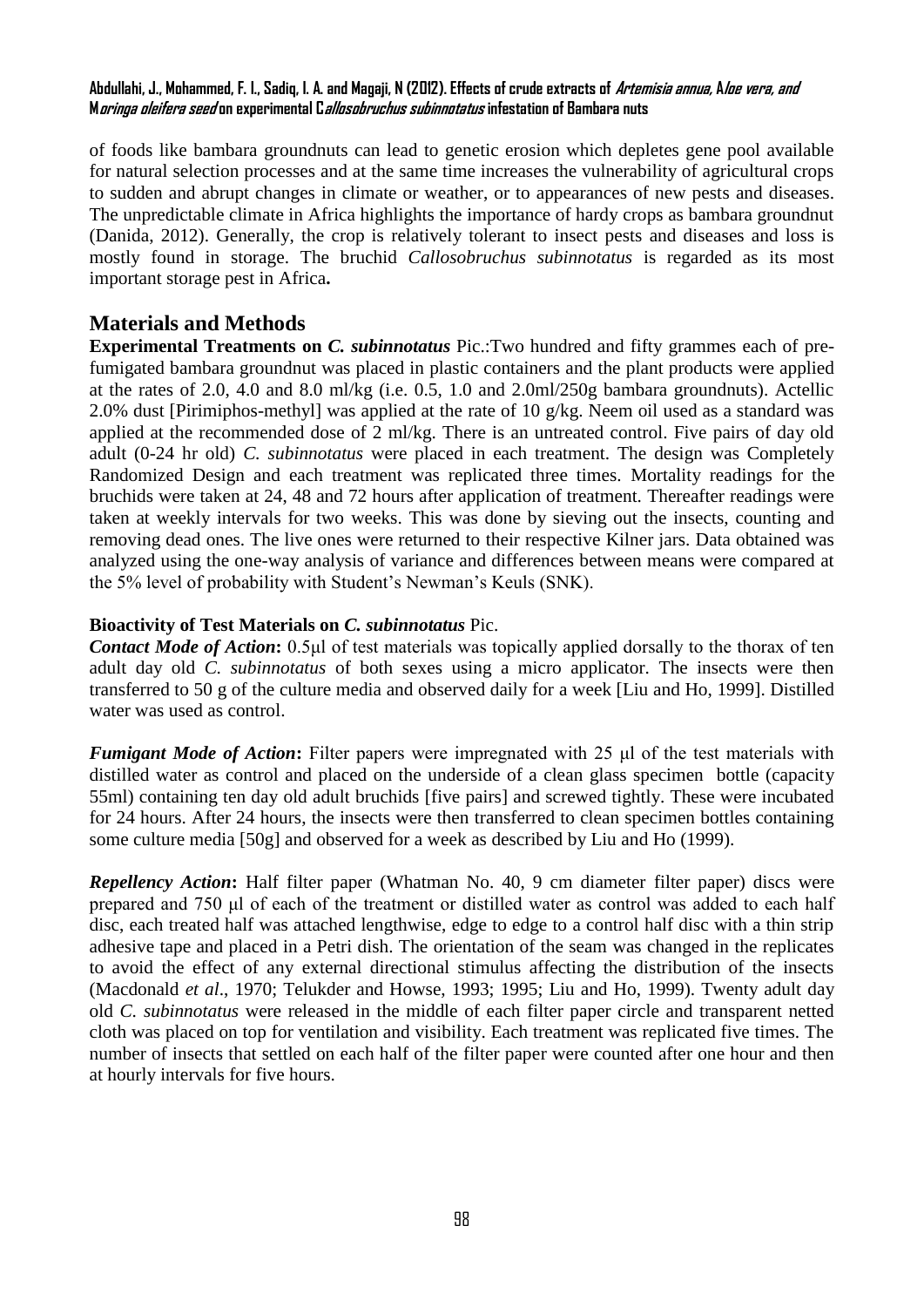of foods like bambara groundnuts can lead to genetic erosion which depletes gene pool available for natural selection processes and at the same time increases the vulnerability of agricultural crops to sudden and abrupt changes in climate or weather, or to appearances of new pests and diseases. The unpredictable climate in Africa highlights the importance of hardy crops as bambara groundnut (Danida, 2012). Generally, the crop is relatively tolerant to insect pests and diseases and loss is mostly found in storage. The bruchid *Callosobruchus subinnotatus* is regarded as its most important storage pest in Africa**.**

## Materials and Methods

**Experimental Treatments on *C. subinnotatus*** Pic.:Two hundred and fifty grammes each of pre-fumigated bambara groundnut was placed in plastic containers and the plant products were applied at the rates of 2.0, 4.0 and 8.0 ml/kg (i.e. 0.5, 1.0 and 2.0ml/250g bambara groundnuts). Actellic 2.0% dust [Pirimiphos-methyl] was applied at the rate of 10 g/kg. Neem oil used as a standard was applied at the recommended dose of 2 ml/kg. There is an untreated control. Five pairs of day old adult (0-24 hr old) *C. subinnotatus* were placed in each treatment. The design was Completely Randomized Design and each treatment was replicated three times. Mortality readings for the bruchids were taken at 24, 48 and 72 hours after application of treatment. Thereafter readings were taken at weekly intervals for two weeks. This was done by sieving out the insects, counting and removing dead ones. The live ones were returned to their respective Kilner jars. Data obtained was analyzed using the one-way analysis of variance and differences between means were compared at the 5% level of probability with Student's Newman's Keuls (SNK).

**Bioactivity of Test Materials on *C. subinnotatus*** Pic.

***Contact Mode of Action*:** 0.5μl of test materials was topically applied dorsally to the thorax of ten adult day old *C. subinnotatus* of both sexes using a micro applicator. The insects were then transferred to 50 g of the culture media and observed daily for a week [Liu and Ho, 1999]. Distilled water was used as control.

***Fumigant Mode of Action*:** Filter papers were impregnated with 25 μl of the test materials with distilled water as control and placed on the underside of a clean glass specimen bottle (capacity 55ml) containing ten day old adult bruchids [five pairs] and screwed tightly. These were incubated for 24 hours. After 24 hours, the insects were then transferred to clean specimen bottles containing some culture media [50g] and observed for a week as described by Liu and Ho (1999).

***Repellency Action*:** Half filter paper (Whatman No. 40, 9 cm diameter filter paper) discs were prepared and 750 μl of each of the treatment or distilled water as control was added to each half disc, each treated half was attached lengthwise, edge to edge to a control half disc with a thin strip adhesive tape and placed in a Petri dish. The orientation of the seam was changed in the replicates to avoid the effect of any external directional stimulus affecting the distribution of the insects (Macdonald *et al*., 1970; Telukder and Howse, 1993; 1995; Liu and Ho, 1999). Twenty adult day old *C. subinnotatus* were released in the middle of each filter paper circle and transparent netted cloth was placed on top for ventilation and visibility. Each treatment was replicated five times. The number of insects that settled on each half of the filter paper were counted after one hour and then at hourly intervals for five hours.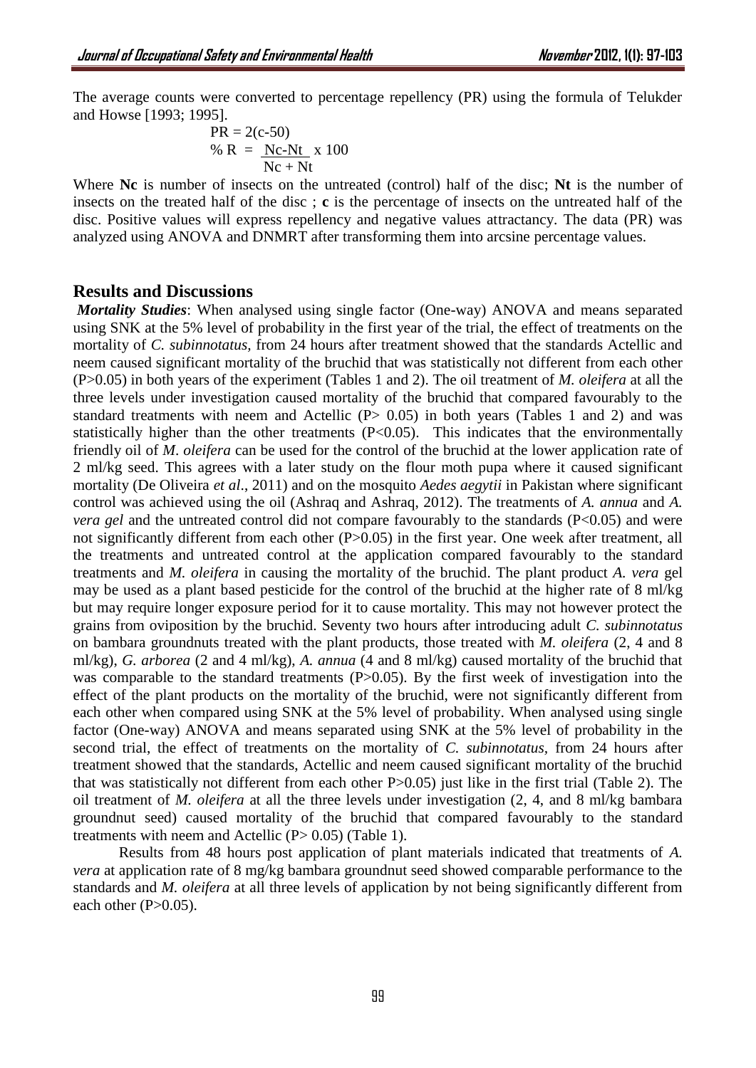The average counts were converted to percentage repellency (PR) using the formula of Telukder and Howse [1993; 1995].

$$PR = 2(c-50)$$

$$\% R = \frac{Nc-Nt}{Nc + Nt} \times 100$$

Where **Nc** is number of insects on the untreated (control) half of the disc; **Nt** is the number of insects on the treated half of the disc ; **c** is the percentage of insects on the untreated half of the disc. Positive values will express repellency and negative values attractancy. The data (PR) was analyzed using ANOVA and DNMRT after transforming them into arcsine percentage values.

## Results and Discussions

***Mortality Studies***: When analysed using single factor (One-way) ANOVA and means separated using SNK at the 5% level of probability in the first year of the trial, the effect of treatments on the mortality of *C. subinnotatus*, from 24 hours after treatment showed that the standards Actellic and neem caused significant mortality of the bruchid that was statistically not different from each other ($P>0.05$) in both years of the experiment (Tables 1 and 2). The oil treatment of *M. oleifera* at all the three levels under investigation caused mortality of the bruchid that compared favourably to the standard treatments with neem and Actellic ($P> 0.05$) in both years (Tables 1 and 2) and was statistically higher than the other treatments ($P<0.05$). This indicates that the environmentally friendly oil of *M*. *oleifera* can be used for the control of the bruchid at the lower application rate of 2 ml/kg seed. This agrees with a later study on the flour moth pupa where it caused significant mortality (De Oliveira *et al*., 2011) and on the mosquito *Aedes aegytii* in Pakistan where significant control was achieved using the oil (Ashraq and Ashraq, 2012). The treatments of *A. annua* and *A. vera gel* and the untreated control did not compare favourably to the standards ($P<0.05$) and were not significantly different from each other ($P>0.05$) in the first year. One week after treatment, all the treatments and untreated control at the application compared favourably to the standard treatments and *M. oleifera* in causing the mortality of the bruchid. The plant product *A. vera* gel may be used as a plant based pesticide for the control of the bruchid at the higher rate of 8 ml/kg but may require longer exposure period for it to cause mortality. This may not however protect the grains from oviposition by the bruchid. Seventy two hours after introducing adult *C. subinnotatus* on bambara groundnuts treated with the plant products, those treated with *M. oleifera* (2, 4 and 8 ml/kg), *G. arborea* (2 and 4 ml/kg), *A. annua* (4 and 8 ml/kg) caused mortality of the bruchid that was comparable to the standard treatments ($P>0.05$). By the first week of investigation into the effect of the plant products on the mortality of the bruchid, were not significantly different from each other when compared using SNK at the 5% level of probability. When analysed using single factor (One-way) ANOVA and means separated using SNK at the 5% level of probability in the second trial, the effect of treatments on the mortality of *C. subinnotatus*, from 24 hours after treatment showed that the standards, Actellic and neem caused significant mortality of the bruchid that was statistically not different from each other $P>0.05$) just like in the first trial (Table 2). The oil treatment of *M. oleifera* at all the three levels under investigation (2, 4, and 8 ml/kg bambara groundnut seed) caused mortality of the bruchid that compared favourably to the standard treatments with neem and Actellic ($P> 0.05$) (Table 1).

Results from 48 hours post application of plant materials indicated that treatments of *A. vera* at application rate of 8 mg/kg bambara groundnut seed showed comparable performance to the standards and *M. oleifera* at all three levels of application by not being significantly different from each other ($P>0.05$).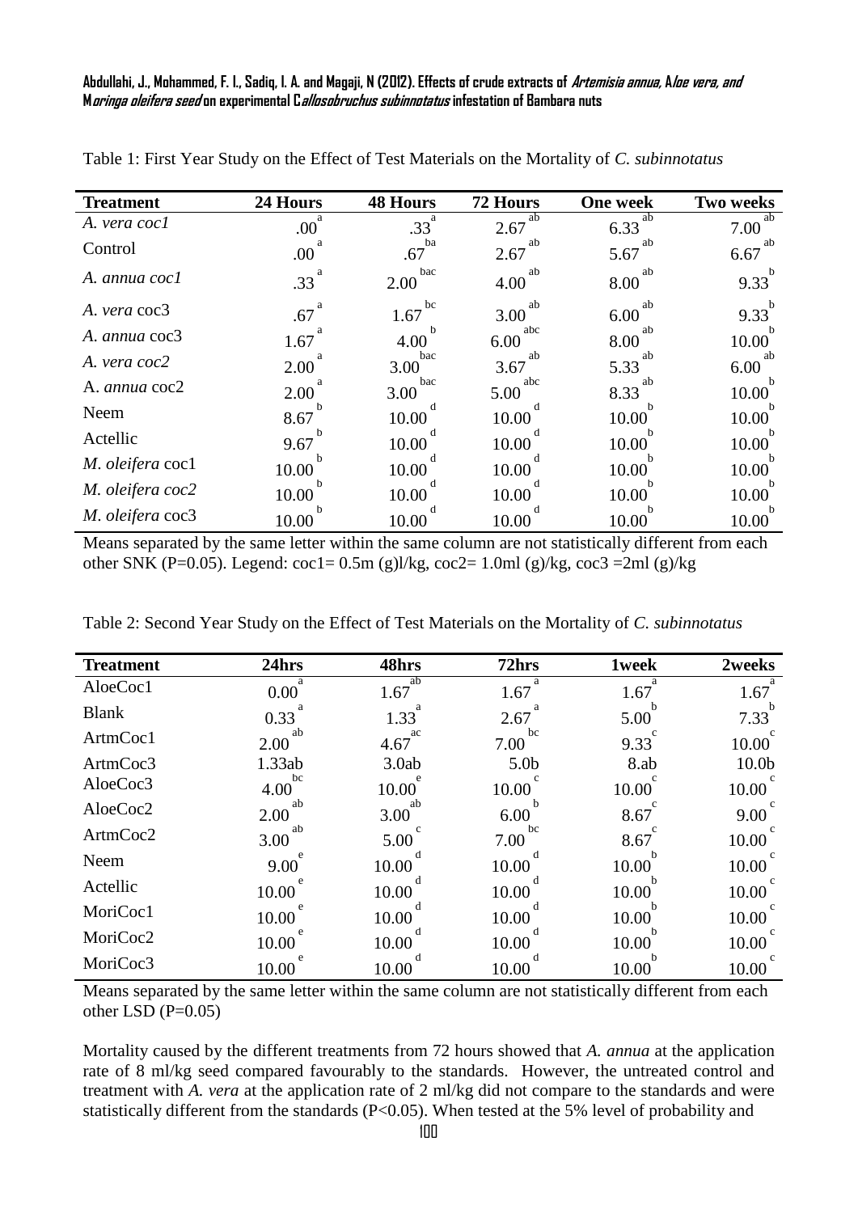Table 1: First Year Study on the Effect of Test Materials on the Mortality of *C. subinnotatus*

| Treatment | 24 Hours | 48 Hours | 72 Hours | One week | Two weeks |
|---|---|---|---|---|---|
| *A. vera coc1* | .00[a] | .33[a] | 2.67[ab] | 6.33[ab] | 7.00[ab] |
| Control | .00[a] | .67[ba] | 2.67[ab] | 5.67[ab] | 6.67[ab] |
| *A. annua coc1* | .33[a] | 2.00[bac] | 4.00[ab] | 8.00[ab] | 9.33[b] |
| *A. vera* coc3 | .67[a] | 1.67[bc] | 3.00[ab] | 6.00[ab] | 9.33[b] |
| *A. annua* coc3 | 1.67[a] | 4.00[b] | 6.00[abc] | 8.00[ab] | 10.00[b] |
| *A. vera coc2* | 2.00[a] | 3.00[bac] | 3.67[ab] | 5.33[ab] | 6.00[ab] |
| A. *annua* coc2 | 2.00[a] | 3.00[bac] | 5.00[abc] | 8.33[ab] | 10.00[b] |
| Neem | 8.67[b] | 10.00[d] | 10.00[d] | 10.00[b] | 10.00[b] |
| Actellic | 9.67[b] | 10.00[d] | 10.00[d] | 10.00[b] | 10.00[b] |
| *M. oleifera* coc1 | 10.00[b] | 10.00[d] | 10.00[d] | 10.00[b] | 10.00[b] |
| *M. oleifera coc2* | 10.00[b] | 10.00[d] | 10.00[d] | 10.00[b] | 10.00[b] |
| *M. oleifera* coc3 | 10.00[b] | 10.00[d] | 10.00[d] | 10.00[b] | 10.00[b] |

Means separated by the same letter within the same column are not statistically different from each other SNK (P=0.05). Legend: coc1= 0.5m (g)l/kg, coc2= 1.0ml (g)/kg, coc3 =2ml (g)/kg

Table 2: Second Year Study on the Effect of Test Materials on the Mortality of *C. subinnotatus*

| Treatment | 24hrs | 48hrs | 72hrs | 1week | 2weeks |
|---|---|---|---|---|---|
| AloeCoc1 | 0.00[a] | 1.67[ab] | 1.67[a] | 1.67[a] | 1.67[a] |
| Blank | 0.33[a] | 1.33[a] | 2.67[a] | 5.00[b] | 7.33[b] |
| ArtmCoc1 | 2.00[ab] | 4.67[ac] | 7.00[bc] | 9.33[c] | 10.00[c] |
| ArtmCoc3 | 1.33ab | 3.0ab | 5.0b | 8.ab | 10.0b |
| AloeCoc3 | 4.00[bc] | 10.00[e] | 10.00[c] | 10.00[c] | 10.00[c] |
| AloeCoc2 | 2.00[ab] | 3.00[ab] | 6.00[b] | 8.67[c] | 9.00[c] |
| ArtmCoc2 | 3.00[ab] | 5.00[c] | 7.00[bc] | 8.67[c] | 10.00[c] |
| Neem | 9.00[e] | 10.00[d] | 10.00[d] | 10.00[b] | 10.00[c] |
| Actellic | 10.00[e] | 10.00[d] | 10.00[d] | 10.00[b] | 10.00[c] |
| MoriCoc1 | 10.00[e] | 10.00[d] | 10.00[d] | 10.00[b] | 10.00[c] |
| MoriCoc2 | 10.00[e] | 10.00[d] | 10.00[d] | 10.00[b] | 10.00[c] |
| MoriCoc3 | 10.00[e] | 10.00[d] | 10.00[d] | 10.00[b] | 10.00[c] |

Means separated by the same letter within the same column are not statistically different from each other LSD (P=0.05)

Mortality caused by the different treatments from 72 hours showed that *A. annua* at the application rate of 8 ml/kg seed compared favourably to the standards. However, the untreated control and treatment with *A. vera* at the application rate of 2 ml/kg did not compare to the standards and were statistically different from the standards (P<0.05). When tested at the 5% level of probability and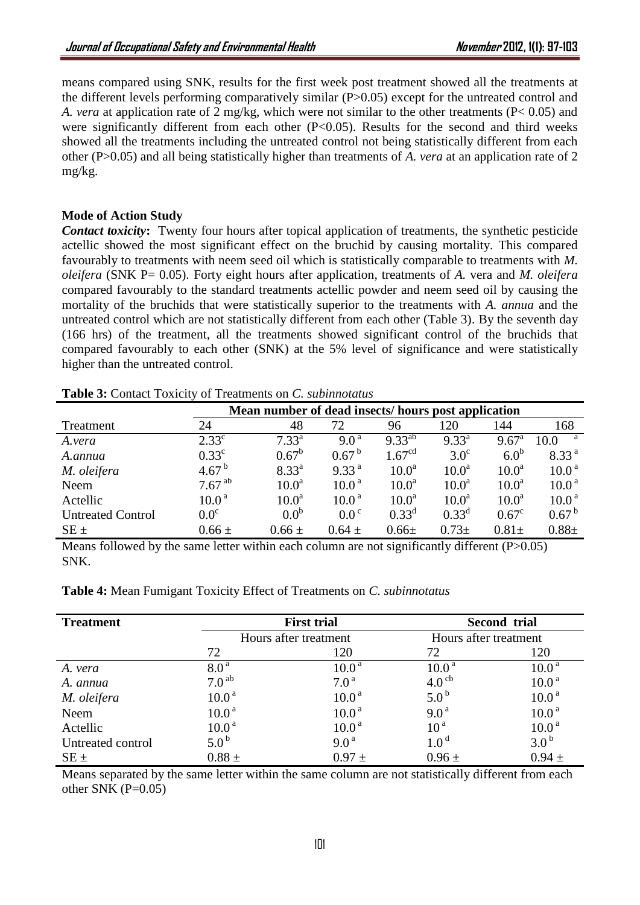means compared using SNK, results for the first week post treatment showed all the treatments at the different levels performing comparatively similar ($P>0.05$) except for the untreated control and *A. vera* at application rate of 2 mg/kg, which were not similar to the other treatments ($P< 0.05$) and were significantly different from each other ($P<0.05$). Results for the second and third weeks showed all the treatments including the untreated control not being statistically different from each other ($P>0.05$) and all being statistically higher than treatments of *A. vera* at an application rate of 2 mg/kg.

**Mode of Action Study**

***Contact toxicity*:** Twenty four hours after topical application of treatments, the synthetic pesticide actellic showed the most significant effect on the bruchid by causing mortality. This compared favourably to treatments with neem seed oil which is statistically comparable to treatments with *M. oleifera* (SNK P= 0.05). Forty eight hours after application, treatments of *A.* vera and *M. oleifera* compared favourably to the standard treatments actellic powder and neem seed oil by causing the mortality of the bruchids that were statistically superior to the treatments with *A. annua* and the untreated control which are not statistically different from each other (Table 3). By the seventh day (166 hrs) of the treatment, all the treatments showed significant control of the bruchids that compared favourably to each other (SNK) at the 5% level of significance and were statistically higher than the untreated control.

**Table 3:** Contact Toxicity of Treatments on *C. subinnotatus*

| | **Mean number of dead insects/ hours post application** | | | | | | |
|---|---|---|---|---|---|---|---|
| Treatment | 24 | 48 | 72 | 96 | 120 | 144 | 168 |
| *A.vera* | $2.33^{c}$ | $7.33^{a}$ | $9.0^{a}$ | $9.33^{ab}$ | $9.33^{a}$ | $9.67^{a}$ | $10.0^{a}$ |
| *A.annua* | $0.33^{c}$ | $0.67^{b}$ | $0.67^{b}$ | $1.67^{cd}$ | $3.0^{c}$ | $6.0^{b}$ | $8.33^{a}$ |
| *M. oleifera* | $4.67^{b}$ | $8.33^{a}$ | $9.33^{a}$ | $10.0^{a}$ | $10.0^{a}$ | $10.0^{a}$ | $10.0^{a}$ |
| Neem | $7.67^{ab}$ | $10.0^{a}$ | $10.0^{a}$ | $10.0^{a}$ | $10.0^{a}$ | $10.0^{a}$ | $10.0^{a}$ |
| Actellic | $10.0^{a}$ | $10.0^{a}$ | $10.0^{a}$ | $10.0^{a}$ | $10.0^{a}$ | $10.0^{a}$ | $10.0^{a}$ |
| Untreated Control | $0.0^{c}$ | $0.0^{b}$ | $0.0^{c}$ | $0.33^{d}$ | $0.33^{d}$ | $0.67^{c}$ | $0.67^{b}$ |
| SE ± | 0.66 ± | 0.66 ± | 0.64 ± | 0.66± | 0.73± | 0.81± | 0.88± |

Means followed by the same letter within each column are not significantly different ($P>0.05$) SNK.

**Table 4:** Mean Fumigant Toxicity Effect of Treatments on *C. subinnotatus*

| **Treatment** | **First trial** | | **Second trial** | |
|---|---|---|---|---|
| | Hours after treatment | | Hours after treatment | |
| | 72 | 120 | 72 | 120 |
| *A. vera* | $8.0^{a}$ | $10.0^{a}$ | $10.0^{a}$ | $10.0^{a}$ |
| *A. annua* | $7.0^{ab}$ | $7.0^{a}$ | $4.0^{cb}$ | $10.0^{a}$ |
| *M. oleifera* | $10.0^{a}$ | $10.0^{a}$ | $5.0^{b}$ | $10.0^{a}$ |
| Neem | $10.0^{a}$ | $10.0^{a}$ | $9.0^{a}$ | $10.0^{a}$ |
| Actellic | $10.0^{a}$ | $10.0^{a}$ | $10^{a}$ | $10.0^{a}$ |
| Untreated control | $5.0^{b}$ | $9.0^{a}$ | $1.0^{d}$ | $3.0^{b}$ |
| SE ± | 0.88 ± | 0.97 ± | 0.96 ± | 0.94 ± |

Means separated by the same letter within the same column are not statistically different from each other SNK ($P=0.05$)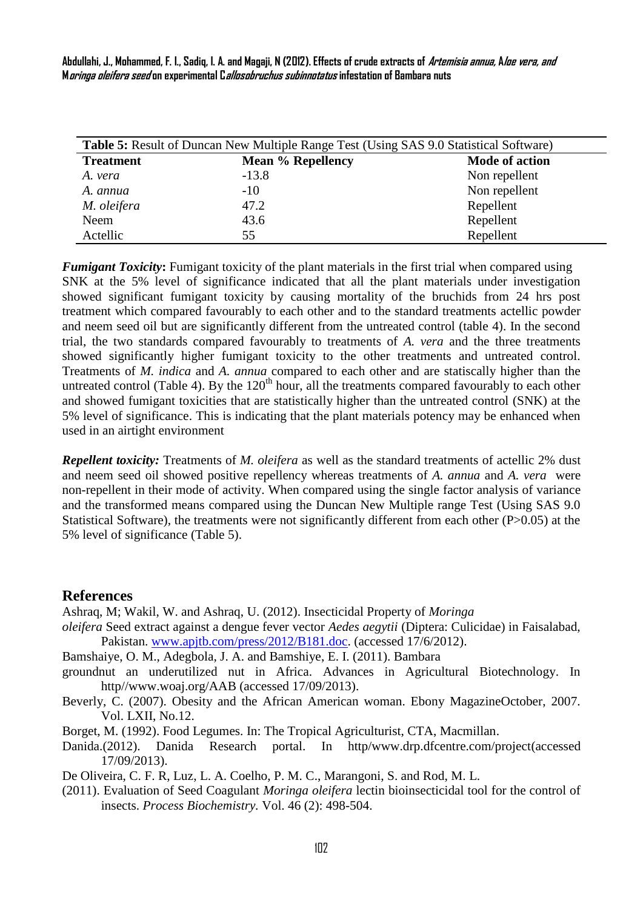**Table 5:** Result of Duncan New Multiple Range Test (Using SAS 9.0 Statistical Software)

| Treatment | Mean % Repellency | Mode of action |
|---|---|---|
| *A. vera* | -13.8 | Non repellent |
| *A. annua* | -10 | Non repellent |
| *M. oleifera* | 47.2 | Repellent |
| Neem | 43.6 | Repellent |
| Actellic | 55 | Repellent |

***Fumigant Toxicity*:** Fumigant toxicity of the plant materials in the first trial when compared using SNK at the 5% level of significance indicated that all the plant materials under investigation showed significant fumigant toxicity by causing mortality of the bruchids from 24 hrs post treatment which compared favourably to each other and to the standard treatments actellic powder and neem seed oil but are significantly different from the untreated control (table 4). In the second trial, the two standards compared favourably to treatments of *A. vera* and the three treatments showed significantly higher fumigant toxicity to the other treatments and untreated control. Treatments of *M. indica* and *A. annua* compared to each other and are statiscally higher than the untreated control (Table 4). By the 120[th] hour, all the treatments compared favourably to each other and showed fumigant toxicities that are statistically higher than the untreated control (SNK) at the 5% level of significance. This is indicating that the plant materials potency may be enhanced when used in an airtight environment

***Repellent toxicity:*** Treatments of *M. oleifera* as well as the standard treatments of actellic 2% dust and neem seed oil showed positive repellency whereas treatments of *A. annua* and *A. vera* were non-repellent in their mode of activity. When compared using the single factor analysis of variance and the transformed means compared using the Duncan New Multiple range Test (Using SAS 9.0 Statistical Software), the treatments were not significantly different from each other (P>0.05) at the 5% level of significance (Table 5).

## References

Ashraq, M; Wakil, W. and Ashraq, U. (2012). Insecticidal Property of *Moringa oleifera* Seed extract against a dengue fever vector *Aedes aegytii* (Diptera: Culicidae) in Faisalabad, Pakistan. www.apjtb.com/press/2012/B181.doc. (accessed 17/6/2012).

Bamshaiye, O. M., Adegbola, J. A. and Bamshiye, E. I. (2011). Bambara groundnut an underutilized nut in Africa. Advances in Agricultural Biotechnology. In http//www.woaj.org/AAB (accessed 17/09/2013).

Beverly, C. (2007). Obesity and the African American woman. Ebony MagazineOctober, 2007. Vol. LXII, No.12.

Borget, M. (1992). Food Legumes. In: The Tropical Agriculturist, CTA, Macmillan.

Danida.(2012). Danida Research portal. In http/www.drp.dfcentre.com/project(accessed 17/09/2013).

De Oliveira, C. F. R, Luz, L. A. Coelho, P. M. C., Marangoni, S. and Rod, M. L. (2011). Evaluation of Seed Coagulant *Moringa oleifera* lectin bioinsecticidal tool for the control of insects. *Process Biochemistry.* Vol. 46 (2): 498-504.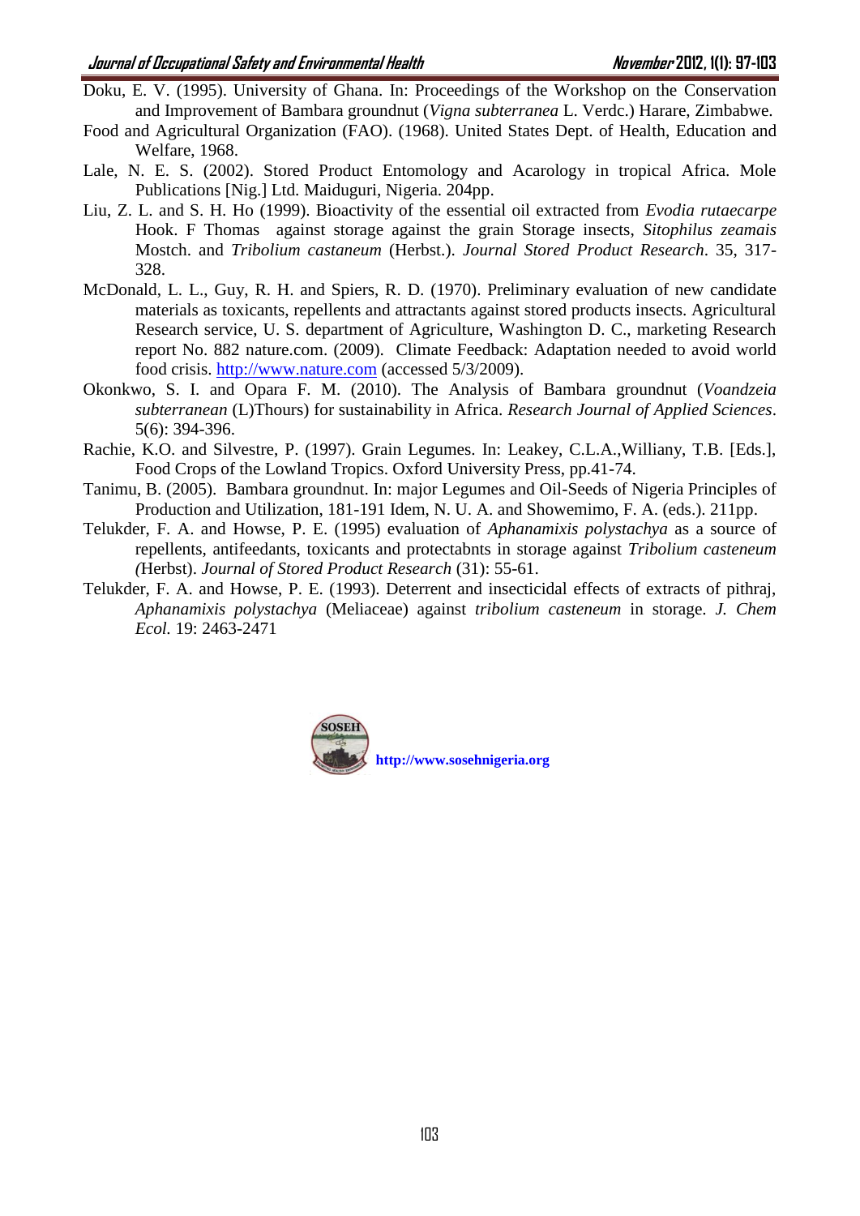Doku, E. V. (1995). University of Ghana. In: Proceedings of the Workshop on the Conservation and Improvement of Bambara groundnut (*Vigna subterranea* L. Verdc.) Harare, Zimbabwe.

Food and Agricultural Organization (FAO). (1968). United States Dept. of Health, Education and Welfare, 1968.

Lale, N. E. S. (2002). Stored Product Entomology and Acarology in tropical Africa. Mole Publications [Nig.] Ltd. Maiduguri, Nigeria. 204pp.

Liu, Z. L. and S. H. Ho (1999). Bioactivity of the essential oil extracted from *Evodia rutaecarpe* Hook. F Thomas against storage against the grain Storage insects, *Sitophilus zeamais* Mostch. and *Tribolium castaneum* (Herbst.). *Journal Stored Product Research*. 35, 317-328.

McDonald, L. L., Guy, R. H. and Spiers, R. D. (1970). Preliminary evaluation of new candidate materials as toxicants, repellents and attractants against stored products insects. Agricultural Research service, U. S. department of Agriculture, Washington D. C., marketing Research report No. 882 nature.com. (2009). Climate Feedback: Adaptation needed to avoid world food crisis. http://www.nature.com (accessed 5/3/2009).

Okonkwo, S. I. and Opara F. M. (2010). The Analysis of Bambara groundnut (*Voandzeia subterranean* (L)Thours) for sustainability in Africa. *Research Journal of Applied Sciences*. 5(6): 394-396.

Rachie, K.O. and Silvestre, P. (1997). Grain Legumes. In: Leakey, C.L.A.,Williany, T.B. [Eds.], Food Crops of the Lowland Tropics. Oxford University Press, pp.41-74.

Tanimu, B. (2005). Bambara groundnut. In: major Legumes and Oil-Seeds of Nigeria Principles of Production and Utilization, 181-191 Idem, N. U. A. and Showemimo, F. A. (eds.). 211pp.

Telukder, F. A. and Howse, P. E. (1995) evaluation of *Aphanamixis polystachya* as a source of repellents, antifeedants, toxicants and protectabnts in storage against *Tribolium casteneum (*Herbst). *Journal of Stored Product Research* (31): 55-61.

Telukder, F. A. and Howse, P. E. (1993). Deterrent and insecticidal effects of extracts of pithraj, *Aphanamixis polystachya* (Meliaceae) against *tribolium casteneum* in storage. *J. Chem Ecol.* 19: 2463-2471

http://www.sosehnigeria.org